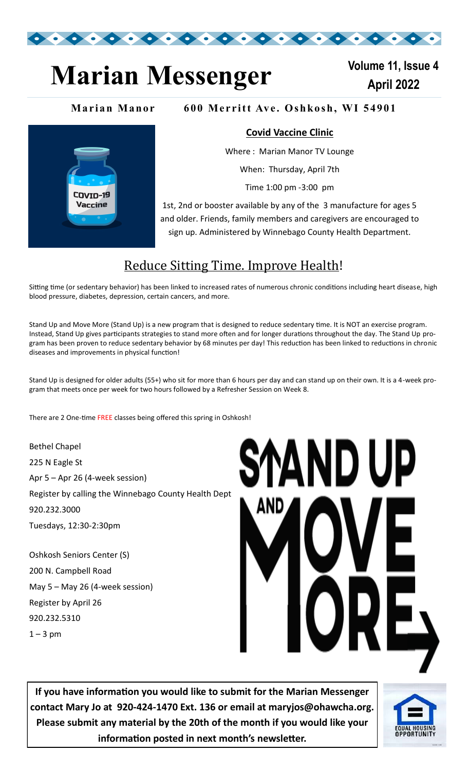# Marian Messenger

**Volume 11, Issue 4**
**April 2022**

**Marian Manor 600 Merritt Ave. Oshkosh, WI 54901**

## Covid Vaccine Clinic

Where : Marian Manor TV Lounge

When: Thursday, April 7th

Time 1:00 pm -3:00 pm

1st, 2nd or booster available by any of the 3 manufacture for ages 5 and older. Friends, family members and caregivers are encouraged to sign up. Administered by Winnebago County Health Department.

## Reduce Sitting Time. Improve Health!

Sitting time (or sedentary behavior) has been linked to increased rates of numerous chronic conditions including heart disease, high blood pressure, diabetes, depression, certain cancers, and more.

Stand Up and Move More (Stand Up) is a new program that is designed to reduce sedentary time. It is NOT an exercise program. Instead, Stand Up gives participants strategies to stand more often and for longer durations throughout the day. The Stand Up program has been proven to reduce sedentary behavior by 68 minutes per day! This reduction has been linked to reductions in chronic diseases and improvements in physical function!

Stand Up is designed for older adults (55+) who sit for more than 6 hours per day and can stand up on their own. It is a 4-week program that meets once per week for two hours followed by a Refresher Session on Week 8.

There are 2 One-time FREE classes being offered this spring in Oshkosh!

Bethel Chapel
225 N Eagle St
Apr 5 – Apr 26 (4-week session)
Register by calling the Winnebago County Health Dept
920.232.3000
Tuesdays, 12:30-2:30pm

Oshkosh Seniors Center (S)
200 N. Campbell Road
May 5 – May 26 (4-week session)
Register by April 26
920.232.5310
1 – 3 pm

STAND UP AND MOVE MORE

**If you have information you would like to submit for the Marian Messenger contact Mary Jo at 920-424-1470 Ext. 136 or email at maryjos@ohawcha.org. Please submit any material by the 20th of the month if you would like your information posted in next month's newsletter.**

EQUAL HOUSING OPPORTUNITY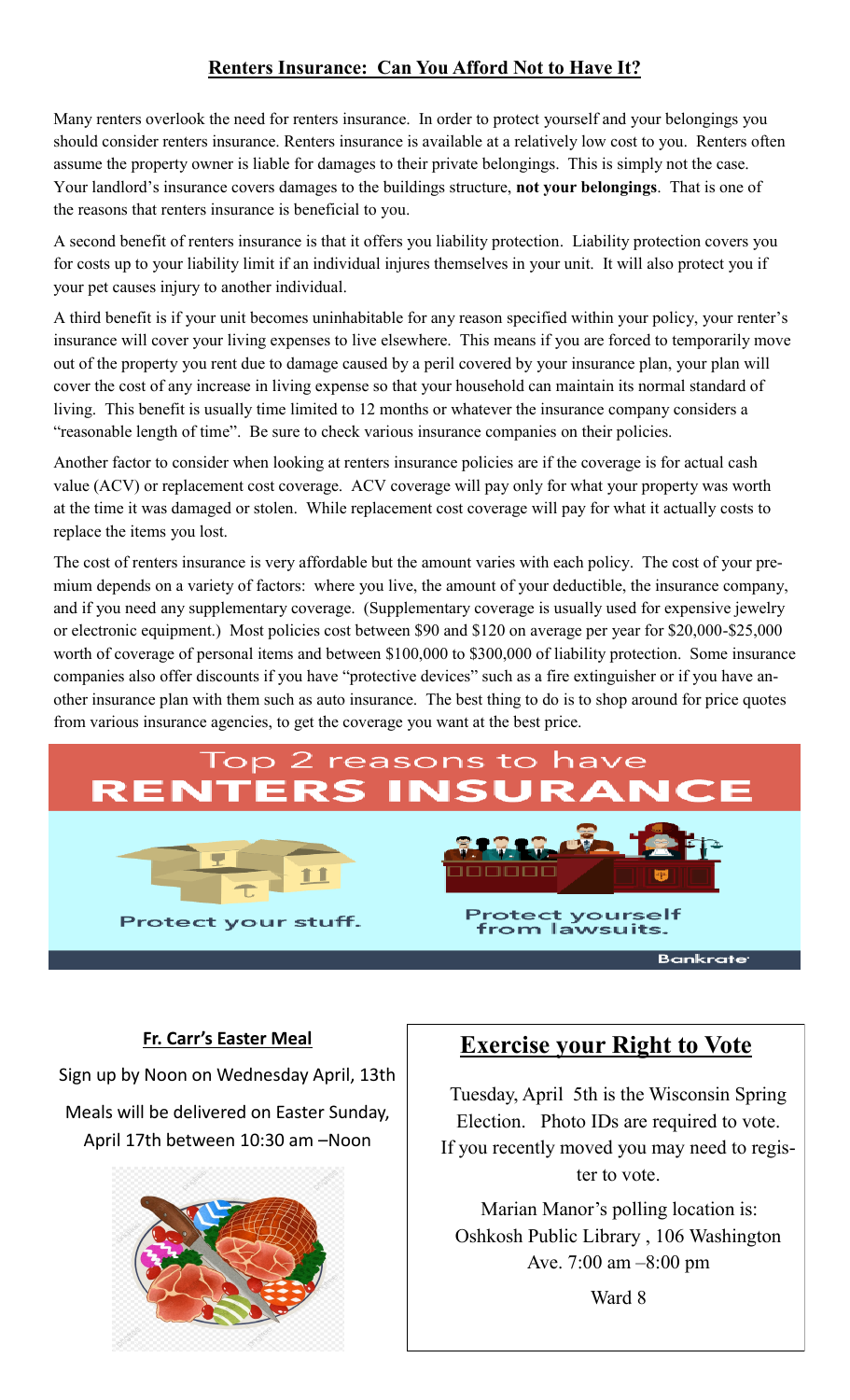## Renters Insurance: Can You Afford Not to Have It?

Many renters overlook the need for renters insurance. In order to protect yourself and your belongings you should consider renters insurance. Renters insurance is available at a relatively low cost to you. Renters often assume the property owner is liable for damages to their private belongings. This is simply not the case. Your landlord's insurance covers damages to the buildings structure, **not your belongings**. That is one of the reasons that renters insurance is beneficial to you.

A second benefit of renters insurance is that it offers you liability protection. Liability protection covers you for costs up to your liability limit if an individual injures themselves in your unit. It will also protect you if your pet causes injury to another individual.

A third benefit is if your unit becomes uninhabitable for any reason specified within your policy, your renter's insurance will cover your living expenses to live elsewhere. This means if you are forced to temporarily move out of the property you rent due to damage caused by a peril covered by your insurance plan, your plan will cover the cost of any increase in living expense so that your household can maintain its normal standard of living. This benefit is usually time limited to 12 months or whatever the insurance company considers a "reasonable length of time". Be sure to check various insurance companies on their policies.

Another factor to consider when looking at renters insurance policies are if the coverage is for actual cash value (ACV) or replacement cost coverage. ACV coverage will pay only for what your property was worth at the time it was damaged or stolen. While replacement cost coverage will pay for what it actually costs to replace the items you lost.

The cost of renters insurance is very affordable but the amount varies with each policy. The cost of your premium depends on a variety of factors: where you live, the amount of your deductible, the insurance company, and if you need any supplementary coverage. (Supplementary coverage is usually used for expensive jewelry or electronic equipment.) Most policies cost between $90 and $120 on average per year for $20,000-$25,000 worth of coverage of personal items and between $100,000 to $300,000 of liability protection. Some insurance companies also offer discounts if you have "protective devices" such as a fire extinguisher or if you have another insurance plan with them such as auto insurance. The best thing to do is to shop around for price quotes from various insurance agencies, to get the coverage you want at the best price.

Top 2 reasons to have **RENTERS INSURANCE**

Protect your stuff.

Protect yourself from lawsuits.

Bankrate

### Fr. Carr's Easter Meal

Sign up by Noon on Wednesday April, 13th

Meals will be delivered on Easter Sunday, April 17th between 10:30 am –Noon

## Exercise your Right to Vote

Tuesday, April 5th is the Wisconsin Spring Election. Photo IDs are required to vote. If you recently moved you may need to register to vote.

Marian Manor's polling location is: Oshkosh Public Library , 106 Washington Ave. 7:00 am –8:00 pm

Ward 8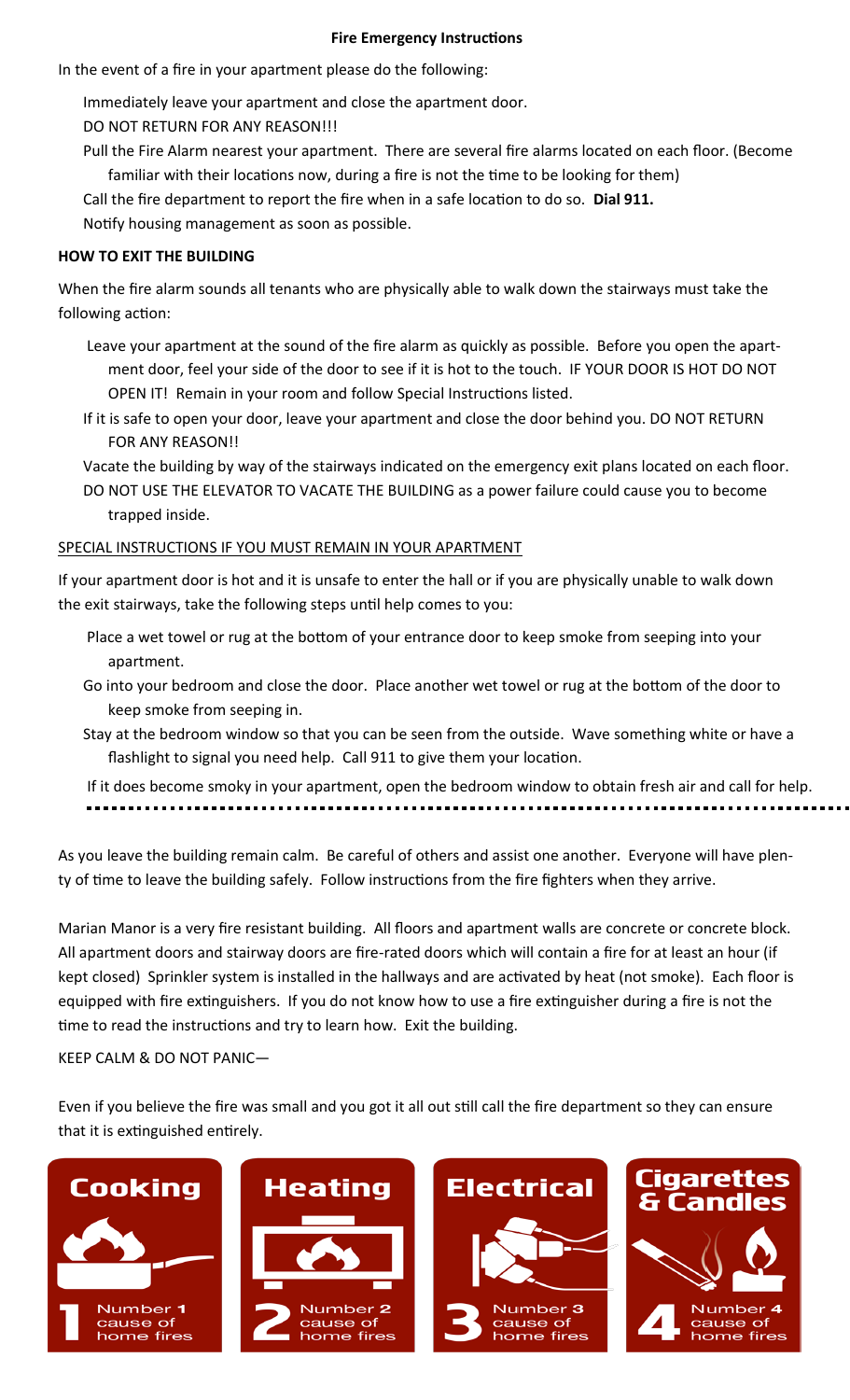## Fire Emergency Instructions

In the event of a fire in your apartment please do the following:

- Immediately leave your apartment and close the apartment door.
- DO NOT RETURN FOR ANY REASON!!!
- Pull the Fire Alarm nearest your apartment. There are several fire alarms located on each floor. (Become familiar with their locations now, during a fire is not the time to be looking for them)
- Call the fire department to report the fire when in a safe location to do so. **Dial 911.**
- Notify housing management as soon as possible.

### HOW TO EXIT THE BUILDING

When the fire alarm sounds all tenants who are physically able to walk down the stairways must take the following action:

- Leave your apartment at the sound of the fire alarm as quickly as possible. Before you open the apartment door, feel your side of the door to see if it is hot to the touch. IF YOUR DOOR IS HOT DO NOT OPEN IT! Remain in your room and follow Special Instructions listed.
- If it is safe to open your door, leave your apartment and close the door behind you. DO NOT RETURN FOR ANY REASON!!
- Vacate the building by way of the stairways indicated on the emergency exit plans located on each floor.
- DO NOT USE THE ELEVATOR TO VACATE THE BUILDING as a power failure could cause you to become trapped inside.

### SPECIAL INSTRUCTIONS IF YOU MUST REMAIN IN YOUR APARTMENT

If your apartment door is hot and it is unsafe to enter the hall or if you are physically unable to walk down the exit stairways, take the following steps until help comes to you:

- Place a wet towel or rug at the bottom of your entrance door to keep smoke from seeping into your apartment.
- Go into your bedroom and close the door. Place another wet towel or rug at the bottom of the door to keep smoke from seeping in.
- Stay at the bedroom window so that you can be seen from the outside. Wave something white or have a flashlight to signal you need help. Call 911 to give them your location.
- If it does become smoky in your apartment, open the bedroom window to obtain fresh air and call for help.

---

As you leave the building remain calm. Be careful of others and assist one another. Everyone will have plenty of time to leave the building safely. Follow instructions from the fire fighters when they arrive.

Marian Manor is a very fire resistant building. All floors and apartment walls are concrete or concrete block. All apartment doors and stairway doors are fire-rated doors which will contain a fire for at least an hour (if kept closed) Sprinkler system is installed in the hallways and are activated by heat (not smoke). Each floor is equipped with fire extinguishers. If you do not know how to use a fire extinguisher during a fire is not the time to read the instructions and try to learn how. Exit the building.

KEEP CALM & DO NOT PANIC—

Even if you believe the fire was small and you got it all out still call the fire department so they can ensure that it is extinguished entirely.

**Cooking** — 1 Number 1 cause of home fires

**Heating** — 2 Number 2 cause of home fires

**Electrical** — 3 Number 3 cause of home fires

**Cigarettes & Candles** — 4 Number 4 cause of home fires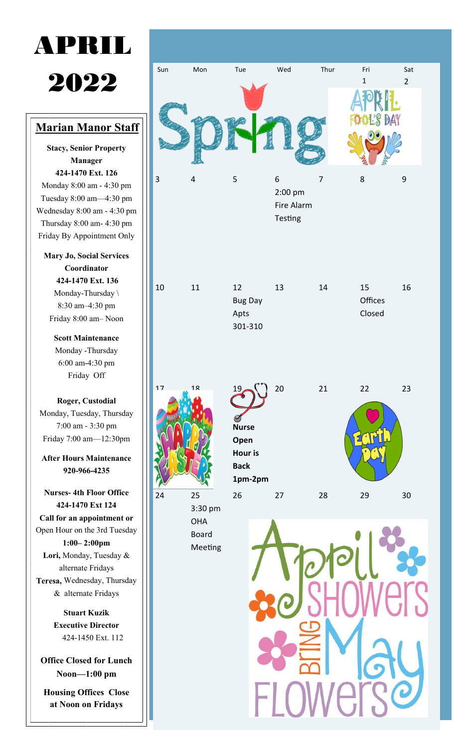# APRIL 2022

## Marian Manor Staff

**Stacy, Senior Property Manager**
**424-1470 Ext. 126**
Monday 8:00 am - 4:30 pm
Tuesday 8:00 am—4:30 pm
Wednesday 8:00 am - 4:30 pm
Thursday 8:00 am- 4:30 pm
Friday By Appointment Only

**Mary Jo, Social Services Coordinator**
**424-1470 Ext. 136**
Monday-Thursday \
8:30 am–4:30 pm
Friday 8:00 am– Noon

**Scott Maintenance**
Monday -Thursday
6:00 am-4:30 pm
Friday Off

**Roger, Custodial**
Monday, Tuesday, Thursday
7:00 am - 3:30 pm
Friday 7:00 am—12:30pm

**After Hours Maintenance**
**920-966-4235**

**Nurses- 4th Floor Office**
**424-1470 Ext 124**
**Call for an appointment or** Open Hour on the 3rd Tuesday
**1:00– 2:00pm**
**Lori,** Monday, Tuesday & alternate Fridays
**Teresa,** Wednesday, Thursday & alternate Fridays

**Stuart Kuzik**
**Executive Director**
424-1450 Ext. 112

**Office Closed for Lunch Noon—1:00 pm**

**Housing Offices Close at Noon on Fridays**

| Sun | Mon | Tue | Wed | Thur | Fri | Sat |
|---|---|---|---|---|---|---|
| | | | | | 1 | 2 |
| 3 | 4 | 5 | 6<br>2:00 pm<br>Fire Alarm Testing | 7 | 8 | 9 |
| 10 | 11 | 12<br>Bug Day<br>Apts<br>301-310 | 13 | 14 | 15<br>Offices Closed | 16 |
| 17 | 18 | 19<br>**Nurse Open Hour is Back**<br>**1pm-2pm** | 20 | 21 | 22 | 23 |
| 24 | 25<br>3:30 pm<br>OHA Board Meeting | 26 | 27 | 28 | 29 | 30 |